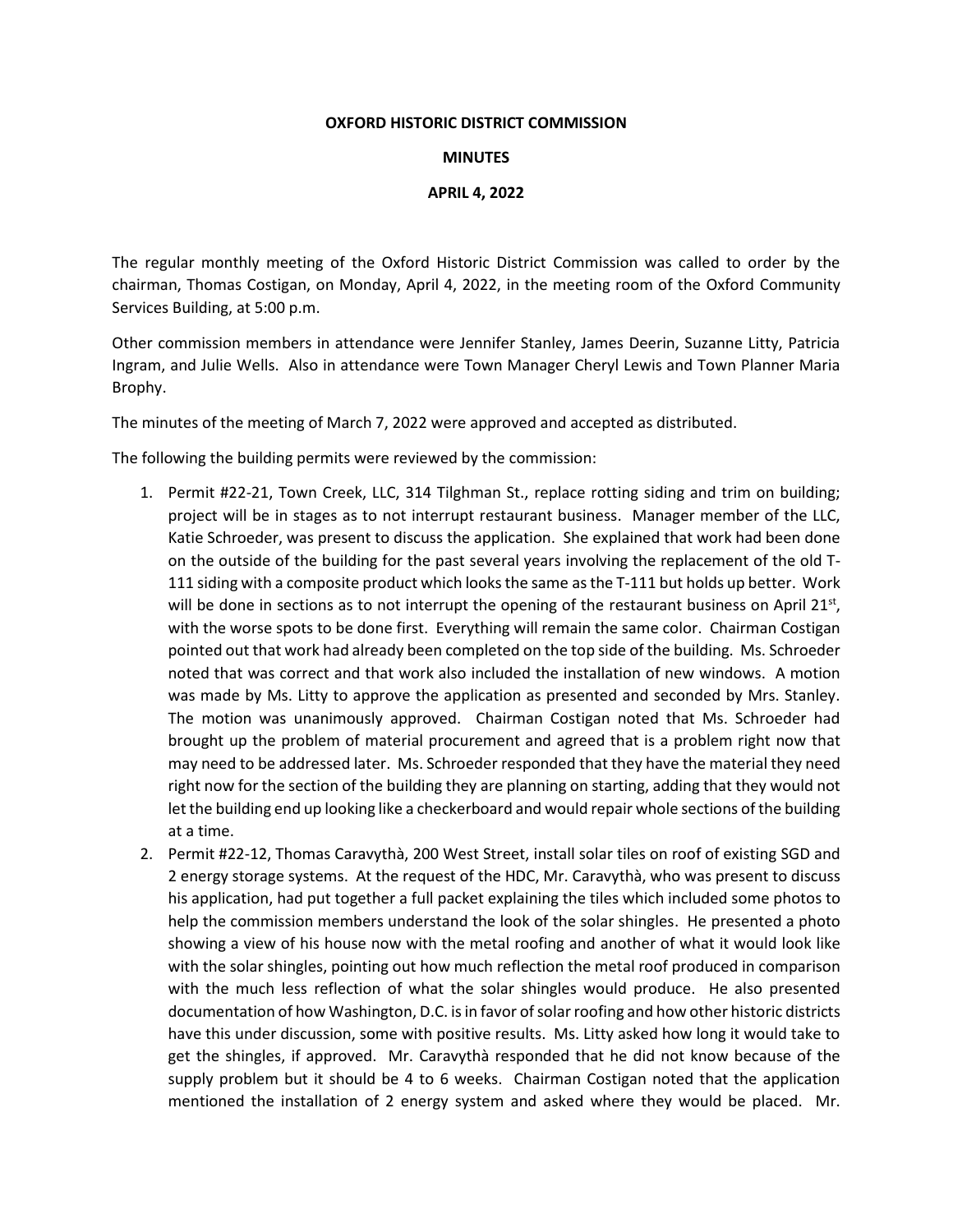**OXFORD HISTORIC DISTRICT COMMISSION**

**MINUTES**

**APRIL 4, 2022**

The regular monthly meeting of the Oxford Historic District Commission was called to order by the chairman, Thomas Costigan, on Monday, April 4, 2022, in the meeting room of the Oxford Community Services Building, at 5:00 p.m.

Other commission members in attendance were Jennifer Stanley, James Deerin, Suzanne Litty, Patricia Ingram, and Julie Wells. Also in attendance were Town Manager Cheryl Lewis and Town Planner Maria Brophy.

The minutes of the meeting of March 7, 2022 were approved and accepted as distributed.

The following the building permits were reviewed by the commission:

1. Permit #22-21, Town Creek, LLC, 314 Tilghman St., replace rotting siding and trim on building; project will be in stages as to not interrupt restaurant business. Manager member of the LLC, Katie Schroeder, was present to discuss the application. She explained that work had been done on the outside of the building for the past several years involving the replacement of the old T-111 siding with a composite product which looks the same as the T-111 but holds up better. Work will be done in sections as to not interrupt the opening of the restaurant business on April 21st, with the worse spots to be done first. Everything will remain the same color. Chairman Costigan pointed out that work had already been completed on the top side of the building. Ms. Schroeder noted that was correct and that work also included the installation of new windows. A motion was made by Ms. Litty to approve the application as presented and seconded by Mrs. Stanley. The motion was unanimously approved. Chairman Costigan noted that Ms. Schroeder had brought up the problem of material procurement and agreed that is a problem right now that may need to be addressed later. Ms. Schroeder responded that they have the material they need right now for the section of the building they are planning on starting, adding that they would not let the building end up looking like a checkerboard and would repair whole sections of the building at a time.
2. Permit #22-12, Thomas Caravythà, 200 West Street, install solar tiles on roof of existing SGD and 2 energy storage systems. At the request of the HDC, Mr. Caravythà, who was present to discuss his application, had put together a full packet explaining the tiles which included some photos to help the commission members understand the look of the solar shingles. He presented a photo showing a view of his house now with the metal roofing and another of what it would look like with the solar shingles, pointing out how much reflection the metal roof produced in comparison with the much less reflection of what the solar shingles would produce. He also presented documentation of how Washington, D.C. is in favor of solar roofing and how other historic districts have this under discussion, some with positive results. Ms. Litty asked how long it would take to get the shingles, if approved. Mr. Caravythà responded that he did not know because of the supply problem but it should be 4 to 6 weeks. Chairman Costigan noted that the application mentioned the installation of 2 energy system and asked where they would be placed. Mr.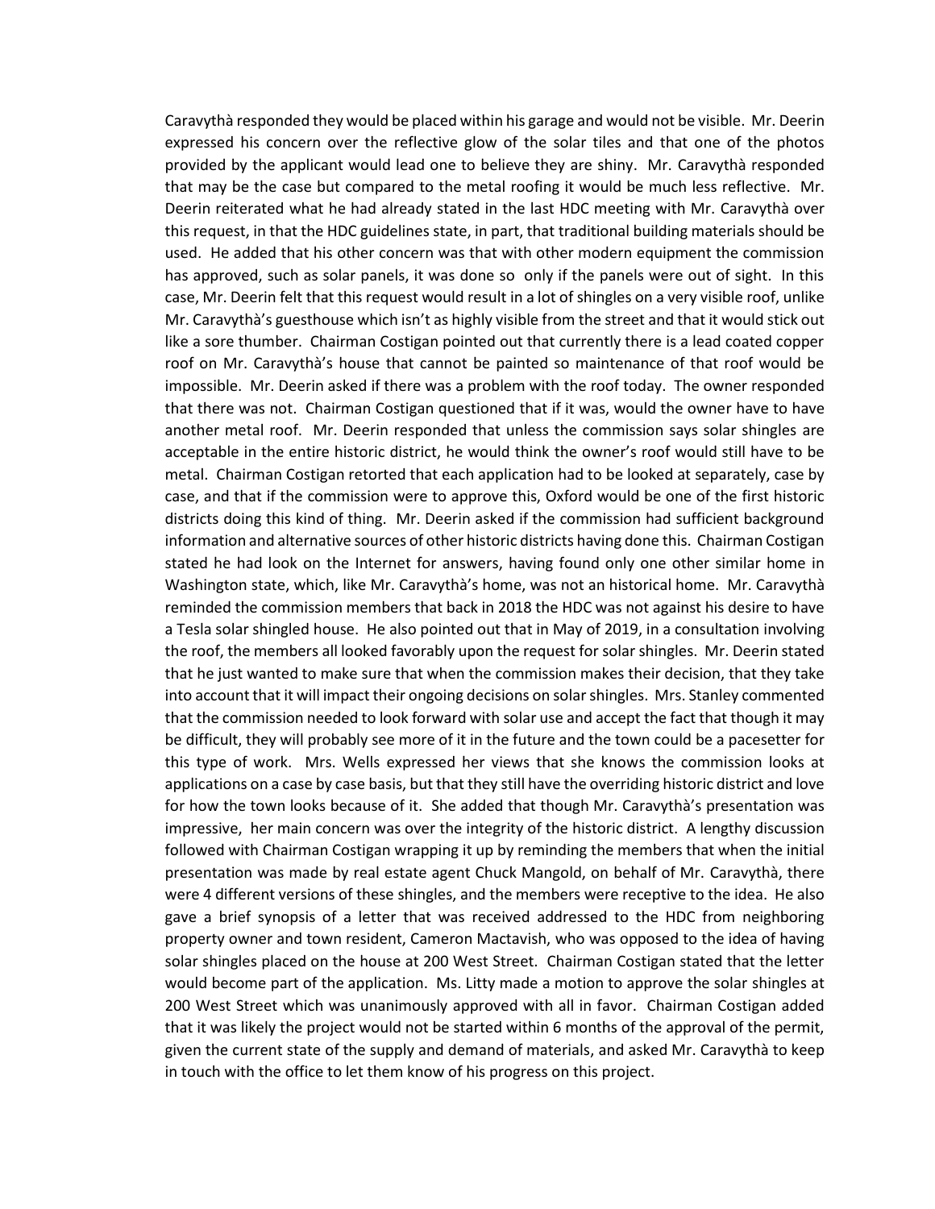Caravythà responded they would be placed within his garage and would not be visible. Mr. Deerin expressed his concern over the reflective glow of the solar tiles and that one of the photos provided by the applicant would lead one to believe they are shiny. Mr. Caravythà responded that may be the case but compared to the metal roofing it would be much less reflective. Mr. Deerin reiterated what he had already stated in the last HDC meeting with Mr. Caravythà over this request, in that the HDC guidelines state, in part, that traditional building materials should be used. He added that his other concern was that with other modern equipment the commission has approved, such as solar panels, it was done so only if the panels were out of sight. In this case, Mr. Deerin felt that this request would result in a lot of shingles on a very visible roof, unlike Mr. Caravythà's guesthouse which isn't as highly visible from the street and that it would stick out like a sore thumber. Chairman Costigan pointed out that currently there is a lead coated copper roof on Mr. Caravythà's house that cannot be painted so maintenance of that roof would be impossible. Mr. Deerin asked if there was a problem with the roof today. The owner responded that there was not. Chairman Costigan questioned that if it was, would the owner have to have another metal roof. Mr. Deerin responded that unless the commission says solar shingles are acceptable in the entire historic district, he would think the owner's roof would still have to be metal. Chairman Costigan retorted that each application had to be looked at separately, case by case, and that if the commission were to approve this, Oxford would be one of the first historic districts doing this kind of thing. Mr. Deerin asked if the commission had sufficient background information and alternative sources of other historic districts having done this. Chairman Costigan stated he had look on the Internet for answers, having found only one other similar home in Washington state, which, like Mr. Caravythà's home, was not an historical home. Mr. Caravythà reminded the commission members that back in 2018 the HDC was not against his desire to have a Tesla solar shingled house. He also pointed out that in May of 2019, in a consultation involving the roof, the members all looked favorably upon the request for solar shingles. Mr. Deerin stated that he just wanted to make sure that when the commission makes their decision, that they take into account that it will impact their ongoing decisions on solar shingles. Mrs. Stanley commented that the commission needed to look forward with solar use and accept the fact that though it may be difficult, they will probably see more of it in the future and the town could be a pacesetter for this type of work. Mrs. Wells expressed her views that she knows the commission looks at applications on a case by case basis, but that they still have the overriding historic district and love for how the town looks because of it. She added that though Mr. Caravythà's presentation was impressive, her main concern was over the integrity of the historic district. A lengthy discussion followed with Chairman Costigan wrapping it up by reminding the members that when the initial presentation was made by real estate agent Chuck Mangold, on behalf of Mr. Caravythà, there were 4 different versions of these shingles, and the members were receptive to the idea. He also gave a brief synopsis of a letter that was received addressed to the HDC from neighboring property owner and town resident, Cameron Mactavish, who was opposed to the idea of having solar shingles placed on the house at 200 West Street. Chairman Costigan stated that the letter would become part of the application. Ms. Litty made a motion to approve the solar shingles at 200 West Street which was unanimously approved with all in favor. Chairman Costigan added that it was likely the project would not be started within 6 months of the approval of the permit, given the current state of the supply and demand of materials, and asked Mr. Caravythà to keep in touch with the office to let them know of his progress on this project.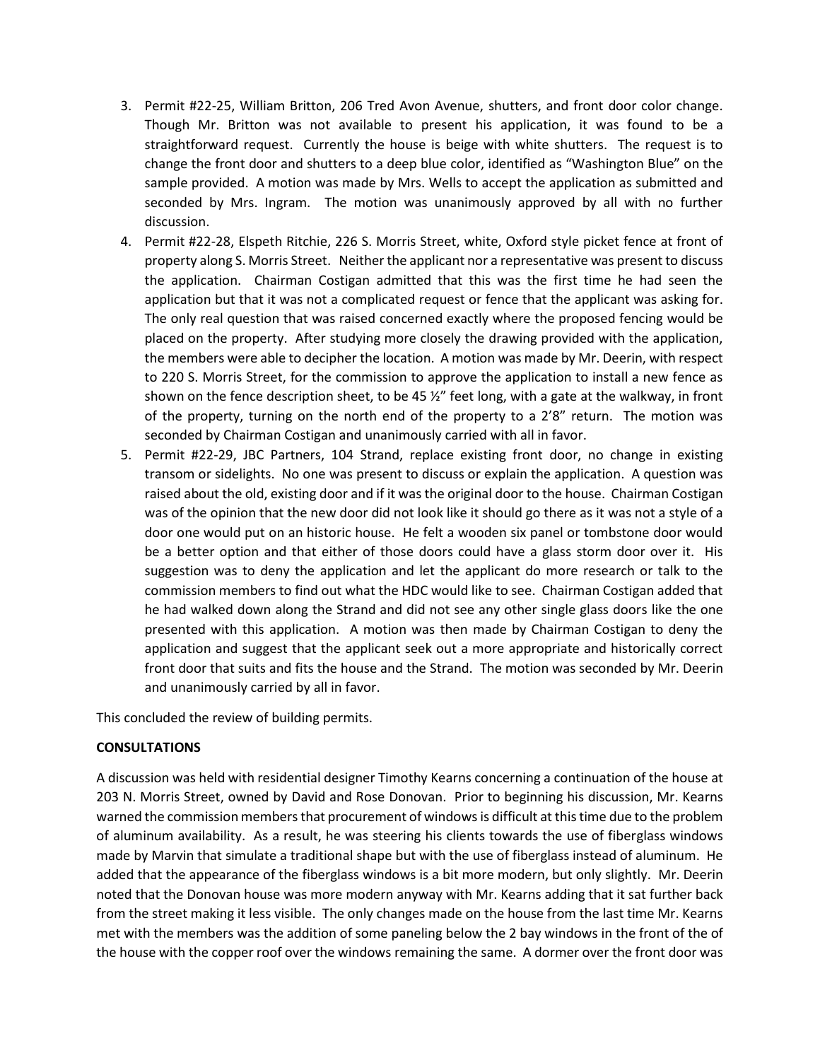3. Permit #22-25, William Britton, 206 Tred Avon Avenue, shutters, and front door color change. Though Mr. Britton was not available to present his application, it was found to be a straightforward request. Currently the house is beige with white shutters. The request is to change the front door and shutters to a deep blue color, identified as "Washington Blue" on the sample provided. A motion was made by Mrs. Wells to accept the application as submitted and seconded by Mrs. Ingram. The motion was unanimously approved by all with no further discussion.
4. Permit #22-28, Elspeth Ritchie, 226 S. Morris Street, white, Oxford style picket fence at front of property along S. Morris Street. Neither the applicant nor a representative was present to discuss the application. Chairman Costigan admitted that this was the first time he had seen the application but that it was not a complicated request or fence that the applicant was asking for. The only real question that was raised concerned exactly where the proposed fencing would be placed on the property. After studying more closely the drawing provided with the application, the members were able to decipher the location. A motion was made by Mr. Deerin, with respect to 220 S. Morris Street, for the commission to approve the application to install a new fence as shown on the fence description sheet, to be 45 ½" feet long, with a gate at the walkway, in front of the property, turning on the north end of the property to a 2'8" return. The motion was seconded by Chairman Costigan and unanimously carried with all in favor.
5. Permit #22-29, JBC Partners, 104 Strand, replace existing front door, no change in existing transom or sidelights. No one was present to discuss or explain the application. A question was raised about the old, existing door and if it was the original door to the house. Chairman Costigan was of the opinion that the new door did not look like it should go there as it was not a style of a door one would put on an historic house. He felt a wooden six panel or tombstone door would be a better option and that either of those doors could have a glass storm door over it. His suggestion was to deny the application and let the applicant do more research or talk to the commission members to find out what the HDC would like to see. Chairman Costigan added that he had walked down along the Strand and did not see any other single glass doors like the one presented with this application. A motion was then made by Chairman Costigan to deny the application and suggest that the applicant seek out a more appropriate and historically correct front door that suits and fits the house and the Strand. The motion was seconded by Mr. Deerin and unanimously carried by all in favor.

This concluded the review of building permits.

**CONSULTATIONS**

A discussion was held with residential designer Timothy Kearns concerning a continuation of the house at 203 N. Morris Street, owned by David and Rose Donovan. Prior to beginning his discussion, Mr. Kearns warned the commission members that procurement of windows is difficult at this time due to the problem of aluminum availability. As a result, he was steering his clients towards the use of fiberglass windows made by Marvin that simulate a traditional shape but with the use of fiberglass instead of aluminum. He added that the appearance of the fiberglass windows is a bit more modern, but only slightly. Mr. Deerin noted that the Donovan house was more modern anyway with Mr. Kearns adding that it sat further back from the street making it less visible. The only changes made on the house from the last time Mr. Kearns met with the members was the addition of some paneling below the 2 bay windows in the front of the of the house with the copper roof over the windows remaining the same. A dormer over the front door was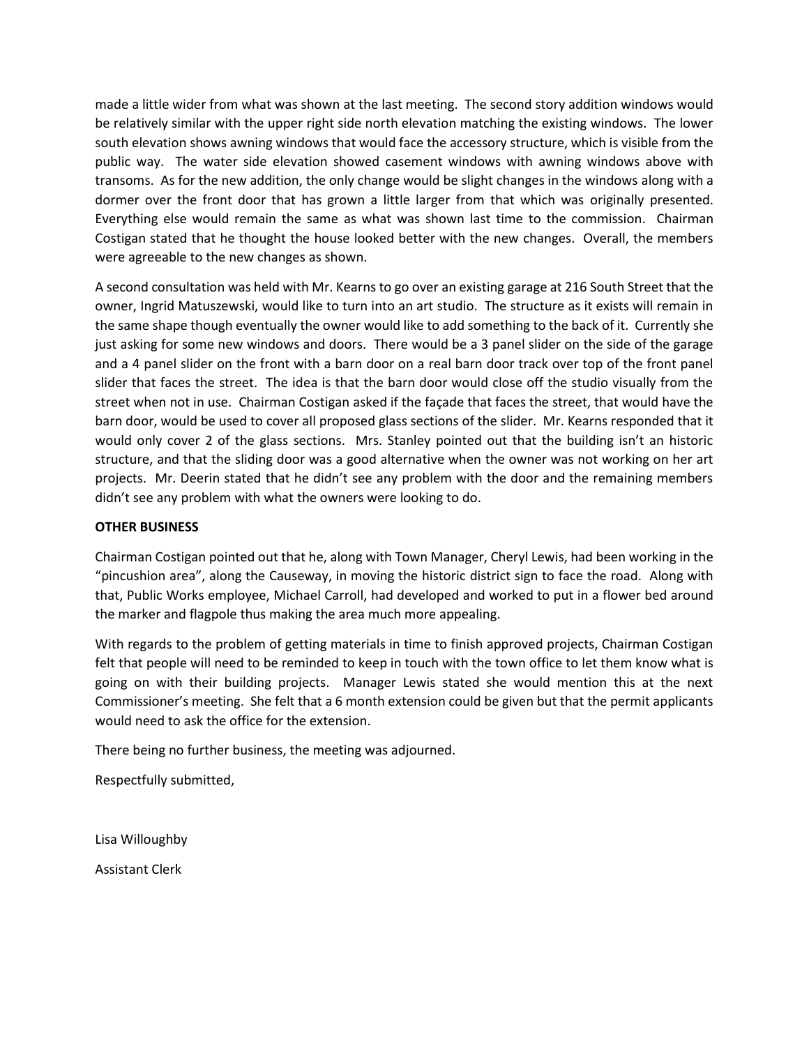made a little wider from what was shown at the last meeting. The second story addition windows would be relatively similar with the upper right side north elevation matching the existing windows. The lower south elevation shows awning windows that would face the accessory structure, which is visible from the public way. The water side elevation showed casement windows with awning windows above with transoms. As for the new addition, the only change would be slight changes in the windows along with a dormer over the front door that has grown a little larger from that which was originally presented. Everything else would remain the same as what was shown last time to the commission. Chairman Costigan stated that he thought the house looked better with the new changes. Overall, the members were agreeable to the new changes as shown.

A second consultation was held with Mr. Kearns to go over an existing garage at 216 South Street that the owner, Ingrid Matuszewski, would like to turn into an art studio. The structure as it exists will remain in the same shape though eventually the owner would like to add something to the back of it. Currently she just asking for some new windows and doors. There would be a 3 panel slider on the side of the garage and a 4 panel slider on the front with a barn door on a real barn door track over top of the front panel slider that faces the street. The idea is that the barn door would close off the studio visually from the street when not in use. Chairman Costigan asked if the façade that faces the street, that would have the barn door, would be used to cover all proposed glass sections of the slider. Mr. Kearns responded that it would only cover 2 of the glass sections. Mrs. Stanley pointed out that the building isn't an historic structure, and that the sliding door was a good alternative when the owner was not working on her art projects. Mr. Deerin stated that he didn't see any problem with the door and the remaining members didn't see any problem with what the owners were looking to do.

**OTHER BUSINESS**

Chairman Costigan pointed out that he, along with Town Manager, Cheryl Lewis, had been working in the "pincushion area", along the Causeway, in moving the historic district sign to face the road. Along with that, Public Works employee, Michael Carroll, had developed and worked to put in a flower bed around the marker and flagpole thus making the area much more appealing.

With regards to the problem of getting materials in time to finish approved projects, Chairman Costigan felt that people will need to be reminded to keep in touch with the town office to let them know what is going on with their building projects. Manager Lewis stated she would mention this at the next Commissioner's meeting. She felt that a 6 month extension could be given but that the permit applicants would need to ask the office for the extension.

There being no further business, the meeting was adjourned.

Respectfully submitted,

Lisa Willoughby

Assistant Clerk